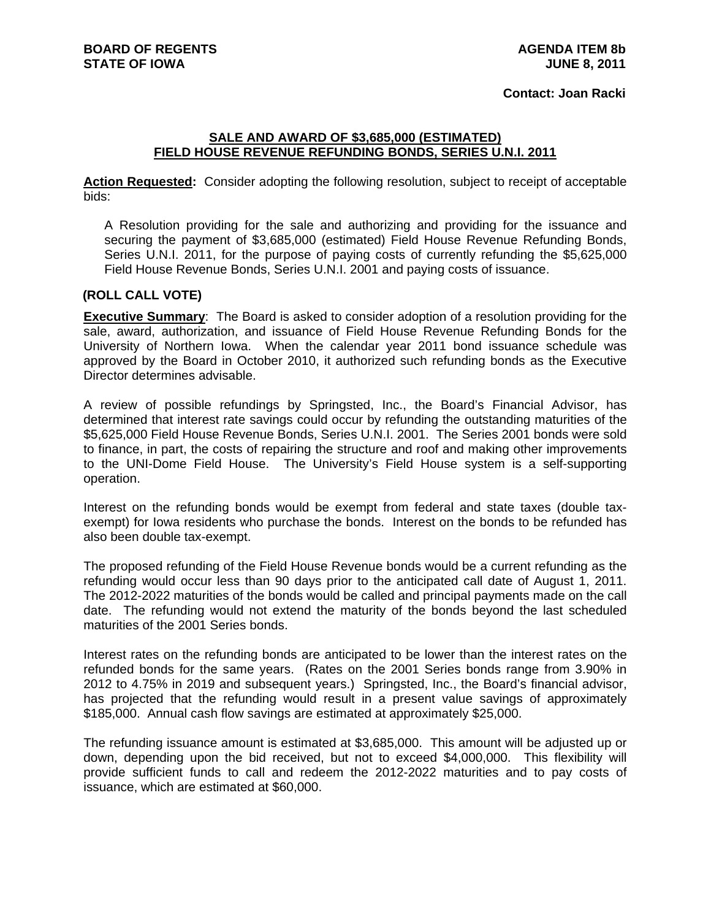**BOARD OF REGENTS**
**STATE OF IOWA**

**AGENDA ITEM 8b**
**JUNE 8, 2011**

**Contact: Joan Racki**

## SALE AND AWARD OF $3,685,000 (ESTIMATED) FIELD HOUSE REVENUE REFUNDING BONDS, SERIES U.N.I. 2011

**Action Requested:** Consider adopting the following resolution, subject to receipt of acceptable bids:

A Resolution providing for the sale and authorizing and providing for the issuance and securing the payment of $3,685,000 (estimated) Field House Revenue Refunding Bonds, Series U.N.I. 2011, for the purpose of paying costs of currently refunding the $5,625,000 Field House Revenue Bonds, Series U.N.I. 2001 and paying costs of issuance.

**(ROLL CALL VOTE)**

**Executive Summary**: The Board is asked to consider adoption of a resolution providing for the sale, award, authorization, and issuance of Field House Revenue Refunding Bonds for the University of Northern Iowa. When the calendar year 2011 bond issuance schedule was approved by the Board in October 2010, it authorized such refunding bonds as the Executive Director determines advisable.

A review of possible refundings by Springsted, Inc., the Board's Financial Advisor, has determined that interest rate savings could occur by refunding the outstanding maturities of the $5,625,000 Field House Revenue Bonds, Series U.N.I. 2001. The Series 2001 bonds were sold to finance, in part, the costs of repairing the structure and roof and making other improvements to the UNI-Dome Field House. The University's Field House system is a self-supporting operation.

Interest on the refunding bonds would be exempt from federal and state taxes (double tax-exempt) for Iowa residents who purchase the bonds. Interest on the bonds to be refunded has also been double tax-exempt.

The proposed refunding of the Field House Revenue bonds would be a current refunding as the refunding would occur less than 90 days prior to the anticipated call date of August 1, 2011. The 2012-2022 maturities of the bonds would be called and principal payments made on the call date. The refunding would not extend the maturity of the bonds beyond the last scheduled maturities of the 2001 Series bonds.

Interest rates on the refunding bonds are anticipated to be lower than the interest rates on the refunded bonds for the same years. (Rates on the 2001 Series bonds range from 3.90% in 2012 to 4.75% in 2019 and subsequent years.) Springsted, Inc., the Board's financial advisor, has projected that the refunding would result in a present value savings of approximately $185,000. Annual cash flow savings are estimated at approximately $25,000.

The refunding issuance amount is estimated at $3,685,000. This amount will be adjusted up or down, depending upon the bid received, but not to exceed $4,000,000. This flexibility will provide sufficient funds to call and redeem the 2012-2022 maturities and to pay costs of issuance, which are estimated at $60,000.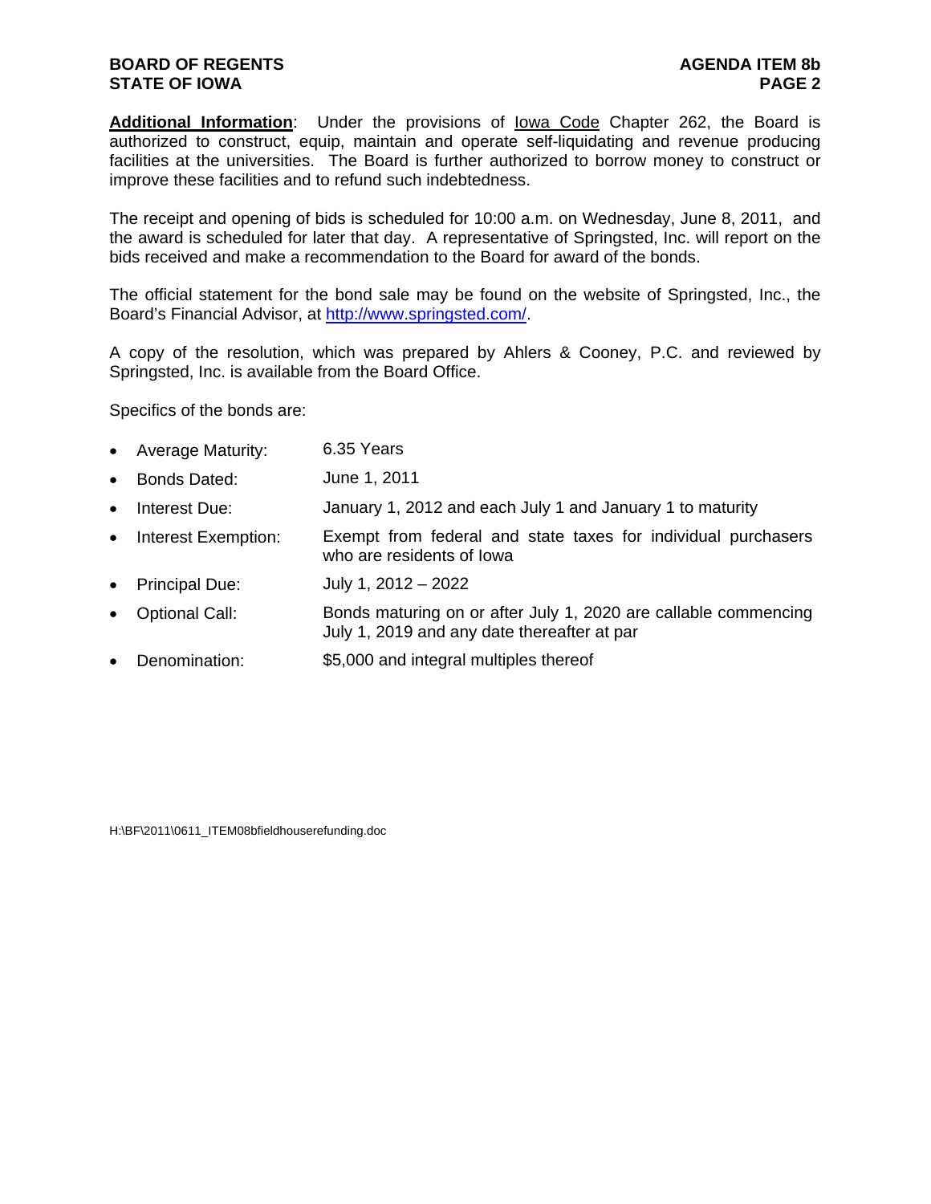**Additional Information**: Under the provisions of Iowa Code Chapter 262, the Board is authorized to construct, equip, maintain and operate self-liquidating and revenue producing facilities at the universities. The Board is further authorized to borrow money to construct or improve these facilities and to refund such indebtedness.

The receipt and opening of bids is scheduled for 10:00 a.m. on Wednesday, June 8, 2011, and the award is scheduled for later that day. A representative of Springsted, Inc. will report on the bids received and make a recommendation to the Board for award of the bonds.

The official statement for the bond sale may be found on the website of Springsted, Inc., the Board's Financial Advisor, at http://www.springsted.com/.

A copy of the resolution, which was prepared by Ahlers & Cooney, P.C. and reviewed by Springsted, Inc. is available from the Board Office.

Specifics of the bonds are:

- Average Maturity: 6.35 Years
- Bonds Dated: June 1, 2011
- Interest Due: January 1, 2012 and each July 1 and January 1 to maturity
- Interest Exemption: Exempt from federal and state taxes for individual purchasers who are residents of Iowa
- Principal Due: July 1, 2012 – 2022
- Optional Call: Bonds maturing on or after July 1, 2020 are callable commencing July 1, 2019 and any date thereafter at par
- Denomination: $5,000 and integral multiples thereof

H:\BF\2011\0611_ITEM08bfieldhouserefunding.doc